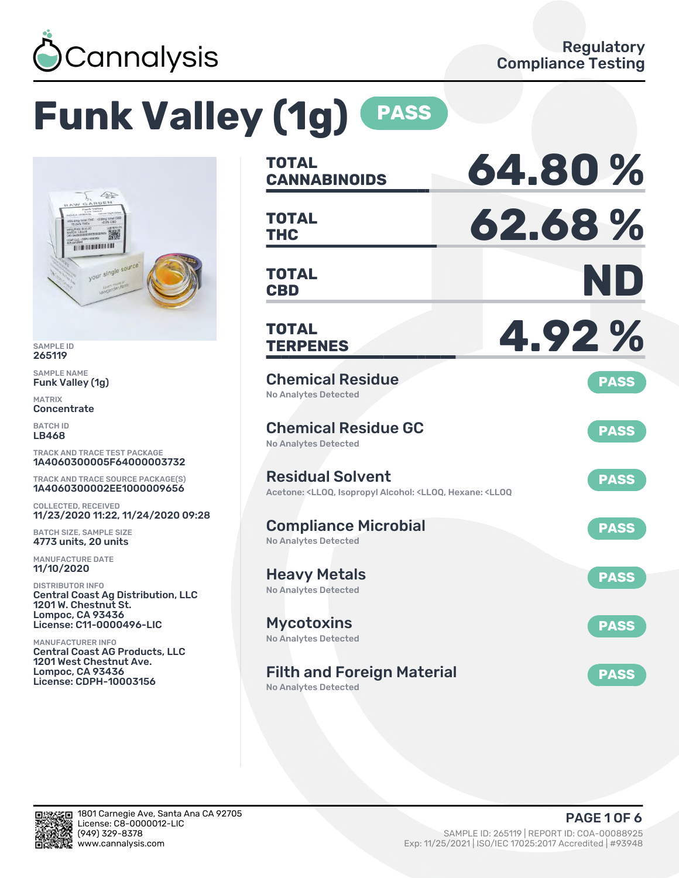Cannalysis

Regulatory Compliance Testing

# Funk Valley (1g) PASS

SAMPLE ID
265119

SAMPLE NAME
Funk Valley (1g)

MATRIX
Concentrate

BATCH ID
LB468

TRACK AND TRACE TEST PACKAGE
1A4060300005F64000003732

TRACK AND TRACE SOURCE PACKAGE(S)
1A4060300002EE1000009656

COLLECTED, RECEIVED
11/23/2020 11:22, 11/24/2020 09:28

BATCH SIZE, SAMPLE SIZE
4773 units, 20 units

MANUFACTURE DATE
11/10/2020

DISTRIBUTOR INFO
Central Coast Ag Distribution, LLC
1201 W. Chestnut St.
Lompoc, CA 93436
License: C11-0000496-LIC

MANUFACTURER INFO
Central Coast AG Products, LLC
1201 West Chestnut Ave.
Lompoc, CA 93436
License: CDPH-10003156

| | |
|---|---|
| **TOTAL CANNABINOIDS** | **64.80 %** |
| **TOTAL THC** | **62.68 %** |
| **TOTAL CBD** | **ND** |
| **TOTAL TERPENES** | **4.92 %** |

## Chemical Residue — PASS
No Analytes Detected

## Chemical Residue GC — PASS
No Analytes Detected

## Residual Solvent — PASS
Acetone: <LLOQ, Isopropyl Alcohol: <LLOQ, Hexane: <LLOQ

## Compliance Microbial — PASS
No Analytes Detected

## Heavy Metals — PASS
No Analytes Detected

## Mycotoxins — PASS
No Analytes Detected

## Filth and Foreign Material — PASS
No Analytes Detected

1801 Carnegie Ave, Santa Ana CA 92705
License: C8-0000012-LIC
(949) 329-8378
www.cannalysis.com

SAMPLE ID: 265119 | REPORT ID: COA-00088925
Exp: 11/25/2021 | ISO/IEC 17025:2017 Accredited | #93948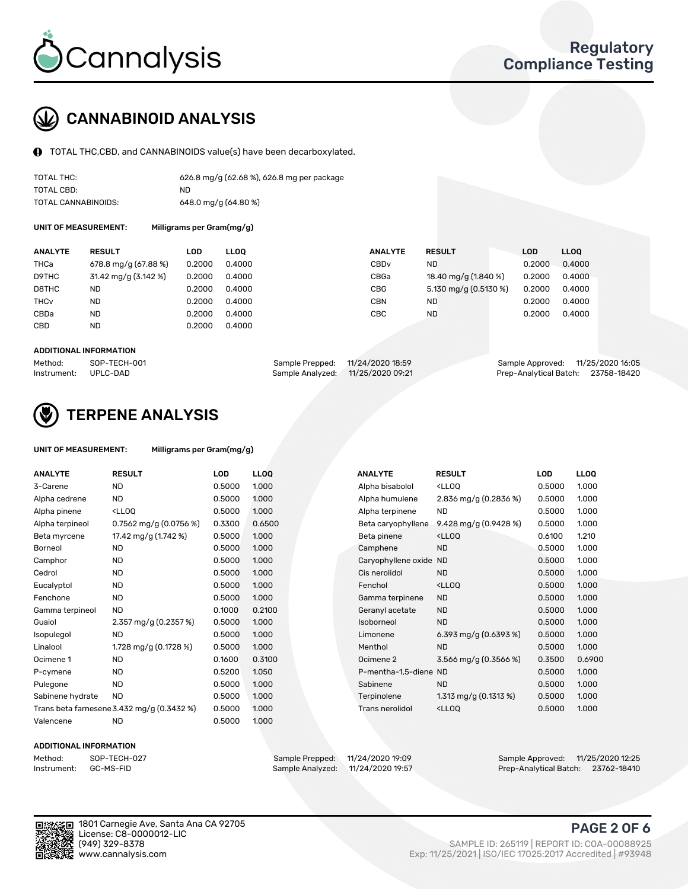# Cannalysis

## Regulatory Compliance Testing

## CANNABINOID ANALYSIS

TOTAL THC,CBD, and CANNABINOIDS value(s) have been decarboxylated.

| | |
|---|---|
| TOTAL THC: | 626.8 mg/g (62.68 %), 626.8 mg per package |
| TOTAL CBD: | ND |
| TOTAL CANNABINOIDS: | 648.0 mg/g (64.80 %) |

**UNIT OF MEASUREMENT:** Milligrams per Gram(mg/g)

| ANALYTE | RESULT | LOD | LLOQ | ANALYTE | RESULT | LOD | LLOQ |
|---|---|---|---|---|---|---|---|
| THCa | 678.8 mg/g (67.88 %) | 0.2000 | 0.4000 | CBDv | ND | 0.2000 | 0.4000 |
| D9THC | 31.42 mg/g (3.142 %) | 0.2000 | 0.4000 | CBGa | 18.40 mg/g (1.840 %) | 0.2000 | 0.4000 |
| D8THC | ND | 0.2000 | 0.4000 | CBG | 5.130 mg/g (0.5130 %) | 0.2000 | 0.4000 |
| THCv | ND | 0.2000 | 0.4000 | CBN | ND | 0.2000 | 0.4000 |
| CBDa | ND | 0.2000 | 0.4000 | CBC | ND | 0.2000 | 0.4000 |
| CBD | ND | 0.2000 | 0.4000 | | | | |

**ADDITIONAL INFORMATION**

| | | | | | |
|---|---|---|---|---|---|
| Method: | SOP-TECH-001 | Sample Prepped: | 11/24/2020 18:59 | Sample Approved: | 11/25/2020 16:05 |
| Instrument: | UPLC-DAD | Sample Analyzed: | 11/25/2020 09:21 | Prep-Analytical Batch: | 23758-18420 |

## TERPENE ANALYSIS

**UNIT OF MEASUREMENT:** Milligrams per Gram(mg/g)

| ANALYTE | RESULT | LOD | LLOQ | ANALYTE | RESULT | LOD | LLOQ |
|---|---|---|---|---|---|---|---|
| 3-Carene | ND | 0.5000 | 1.000 | Alpha bisabolol | <LLOQ | 0.5000 | 1.000 |
| Alpha cedrene | ND | 0.5000 | 1.000 | Alpha humulene | 2.836 mg/g (0.2836 %) | 0.5000 | 1.000 |
| Alpha pinene | <LLOQ | 0.5000 | 1.000 | Alpha terpinene | ND | 0.5000 | 1.000 |
| Alpha terpineol | 0.7562 mg/g (0.0756 %) | 0.3300 | 0.6500 | Beta caryophyllene | 9.428 mg/g (0.9428 %) | 0.5000 | 1.000 |
| Beta myrcene | 17.42 mg/g (1.742 %) | 0.5000 | 1.000 | Beta pinene | <LLOQ | 0.6100 | 1.210 |
| Borneol | ND | 0.5000 | 1.000 | Camphene | ND | 0.5000 | 1.000 |
| Camphor | ND | 0.5000 | 1.000 | Caryophyllene oxide | ND | 0.5000 | 1.000 |
| Cedrol | ND | 0.5000 | 1.000 | Cis nerolidol | ND | 0.5000 | 1.000 |
| Eucalyptol | ND | 0.5000 | 1.000 | Fenchol | <LLOQ | 0.5000 | 1.000 |
| Fenchone | ND | 0.5000 | 1.000 | Gamma terpinene | ND | 0.5000 | 1.000 |
| Gamma terpineol | ND | 0.1000 | 0.2100 | Geranyl acetate | ND | 0.5000 | 1.000 |
| Guaiol | 2.357 mg/g (0.2357 %) | 0.5000 | 1.000 | Isoborneol | ND | 0.5000 | 1.000 |
| Isopulegol | ND | 0.5000 | 1.000 | Limonene | 6.393 mg/g (0.6393 %) | 0.5000 | 1.000 |
| Linalool | 1.728 mg/g (0.1728 %) | 0.5000 | 1.000 | Menthol | ND | 0.5000 | 1.000 |
| Ocimene 1 | ND | 0.1600 | 0.3100 | Ocimene 2 | 3.566 mg/g (0.3566 %) | 0.3500 | 0.6900 |
| P-cymene | ND | 0.5200 | 1.050 | P-mentha-1,5-diene | ND | 0.5000 | 1.000 |
| Pulegone | ND | 0.5000 | 1.000 | Sabinene | ND | 0.5000 | 1.000 |
| Sabinene hydrate | ND | 0.5000 | 1.000 | Terpinolene | 1.313 mg/g (0.1313 %) | 0.5000 | 1.000 |
| Trans beta farnesene | 3.432 mg/g (0.3432 %) | 0.5000 | 1.000 | Trans nerolidol | <LLOQ | 0.5000 | 1.000 |
| Valencene | ND | 0.5000 | 1.000 | | | | |

**ADDITIONAL INFORMATION**

| | | | | | |
|---|---|---|---|---|---|
| Method: | SOP-TECH-027 | Sample Prepped: | 11/24/2020 19:09 | Sample Approved: | 11/25/2020 12:25 |
| Instrument: | GC-MS-FID | Sample Analyzed: | 11/24/2020 19:57 | Prep-Analytical Batch: | 23762-18410 |

1801 Carnegie Ave, Santa Ana CA 92705
License: C8-0000012-LIC
(949) 329-8378
www.cannalysis.com

SAMPLE ID: 265119 | REPORT ID: COA-00088925
Exp: 11/25/2021 | ISO/IEC 17025:2017 Accredited | #93948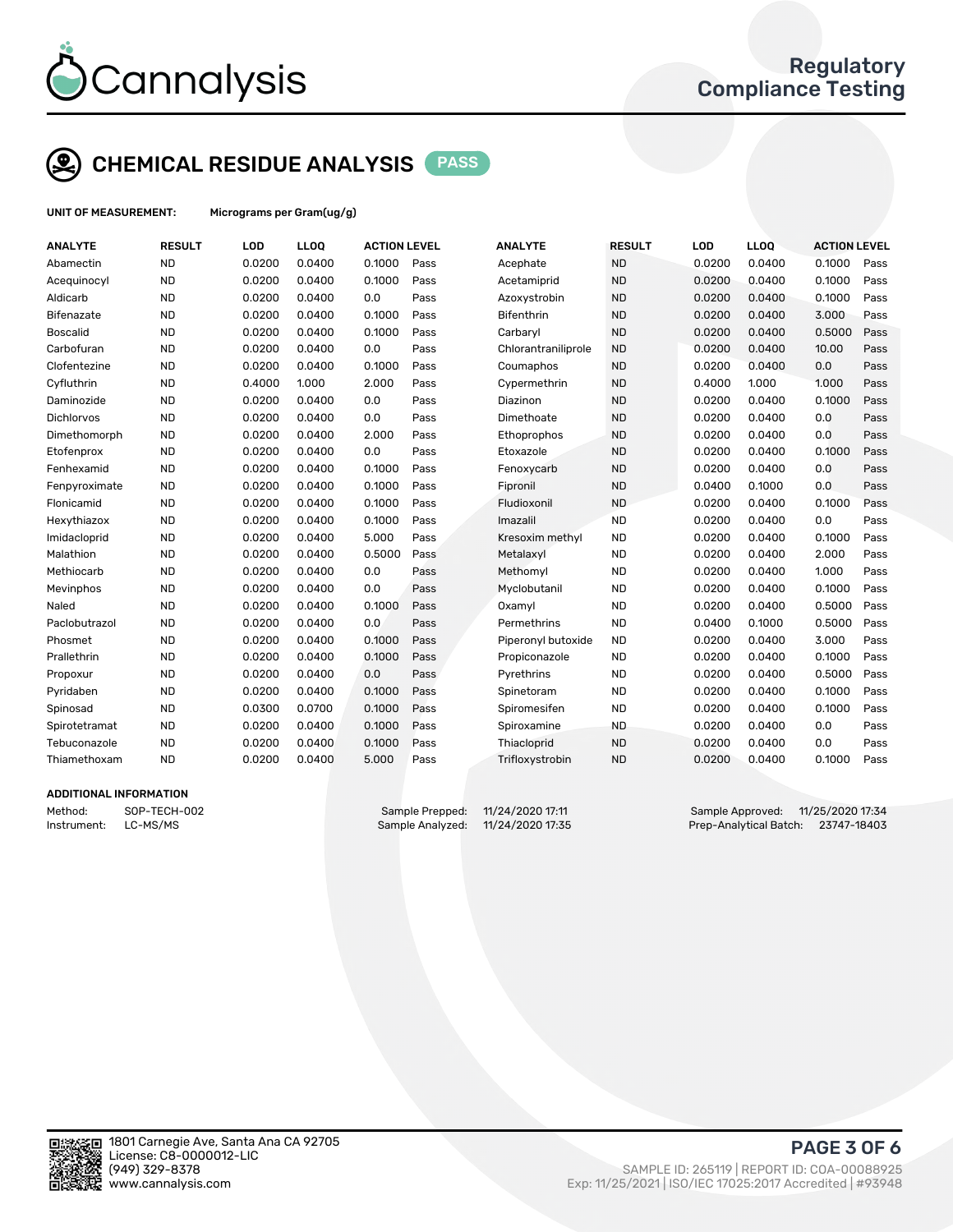# Cannalysis

## Regulatory Compliance Testing

## CHEMICAL RESIDUE ANALYSIS PASS

**UNIT OF MEASUREMENT:** Micrograms per Gram(ug/g)

| ANALYTE | RESULT | LOD | LLOQ | ACTION LEVEL | | ANALYTE | RESULT | LOD | LLOQ | ACTION LEVEL | |
|---|---|---|---|---|---|---|---|---|---|---|---|
| Abamectin | ND | 0.0200 | 0.0400 | 0.1000 | Pass | Acephate | ND | 0.0200 | 0.0400 | 0.1000 | Pass |
| Acequinocyl | ND | 0.0200 | 0.0400 | 0.1000 | Pass | Acetamiprid | ND | 0.0200 | 0.0400 | 0.1000 | Pass |
| Aldicarb | ND | 0.0200 | 0.0400 | 0.0 | Pass | Azoxystrobin | ND | 0.0200 | 0.0400 | 0.1000 | Pass |
| Bifenazate | ND | 0.0200 | 0.0400 | 0.1000 | Pass | Bifenthrin | ND | 0.0200 | 0.0400 | 3.000 | Pass |
| Boscalid | ND | 0.0200 | 0.0400 | 0.1000 | Pass | Carbaryl | ND | 0.0200 | 0.0400 | 0.5000 | Pass |
| Carbofuran | ND | 0.0200 | 0.0400 | 0.0 | Pass | Chlorantraniliprole | ND | 0.0200 | 0.0400 | 10.00 | Pass |
| Clofentezine | ND | 0.0200 | 0.0400 | 0.1000 | Pass | Coumaphos | ND | 0.0200 | 0.0400 | 0.0 | Pass |
| Cyfluthrin | ND | 0.4000 | 1.000 | 2.000 | Pass | Cypermethrin | ND | 0.4000 | 1.000 | 1.000 | Pass |
| Daminozide | ND | 0.0200 | 0.0400 | 0.0 | Pass | Diazinon | ND | 0.0200 | 0.0400 | 0.1000 | Pass |
| Dichlorvos | ND | 0.0200 | 0.0400 | 0.0 | Pass | Dimethoate | ND | 0.0200 | 0.0400 | 0.0 | Pass |
| Dimethomorph | ND | 0.0200 | 0.0400 | 2.000 | Pass | Ethoprophos | ND | 0.0200 | 0.0400 | 0.0 | Pass |
| Etofenprox | ND | 0.0200 | 0.0400 | 0.0 | Pass | Etoxazole | ND | 0.0200 | 0.0400 | 0.1000 | Pass |
| Fenhexamid | ND | 0.0200 | 0.0400 | 0.1000 | Pass | Fenoxycarb | ND | 0.0200 | 0.0400 | 0.0 | Pass |
| Fenpyroximate | ND | 0.0200 | 0.0400 | 0.1000 | Pass | Fipronil | ND | 0.0400 | 0.1000 | 0.0 | Pass |
| Flonicamid | ND | 0.0200 | 0.0400 | 0.1000 | Pass | Fludioxonil | ND | 0.0200 | 0.0400 | 0.1000 | Pass |
| Hexythiazox | ND | 0.0200 | 0.0400 | 0.1000 | Pass | Imazalil | ND | 0.0200 | 0.0400 | 0.0 | Pass |
| Imidacloprid | ND | 0.0200 | 0.0400 | 5.000 | Pass | Kresoxim methyl | ND | 0.0200 | 0.0400 | 0.1000 | Pass |
| Malathion | ND | 0.0200 | 0.0400 | 0.5000 | Pass | Metalaxyl | ND | 0.0200 | 0.0400 | 2.000 | Pass |
| Methiocarb | ND | 0.0200 | 0.0400 | 0.0 | Pass | Methomyl | ND | 0.0200 | 0.0400 | 1.000 | Pass |
| Mevinphos | ND | 0.0200 | 0.0400 | 0.0 | Pass | Myclobutanil | ND | 0.0200 | 0.0400 | 0.1000 | Pass |
| Naled | ND | 0.0200 | 0.0400 | 0.1000 | Pass | Oxamyl | ND | 0.0200 | 0.0400 | 0.5000 | Pass |
| Paclobutrazol | ND | 0.0200 | 0.0400 | 0.0 | Pass | Permethrins | ND | 0.0400 | 0.1000 | 0.5000 | Pass |
| Phosmet | ND | 0.0200 | 0.0400 | 0.1000 | Pass | Piperonyl butoxide | ND | 0.0200 | 0.0400 | 3.000 | Pass |
| Prallethrin | ND | 0.0200 | 0.0400 | 0.1000 | Pass | Propiconazole | ND | 0.0200 | 0.0400 | 0.1000 | Pass |
| Propoxur | ND | 0.0200 | 0.0400 | 0.0 | Pass | Pyrethrins | ND | 0.0200 | 0.0400 | 0.5000 | Pass |
| Pyridaben | ND | 0.0200 | 0.0400 | 0.1000 | Pass | Spinetoram | ND | 0.0200 | 0.0400 | 0.1000 | Pass |
| Spinosad | ND | 0.0300 | 0.0700 | 0.1000 | Pass | Spiromesifen | ND | 0.0200 | 0.0400 | 0.1000 | Pass |
| Spirotetramat | ND | 0.0200 | 0.0400 | 0.1000 | Pass | Spiroxamine | ND | 0.0200 | 0.0400 | 0.0 | Pass |
| Tebuconazole | ND | 0.0200 | 0.0400 | 0.1000 | Pass | Thiacloprid | ND | 0.0200 | 0.0400 | 0.0 | Pass |
| Thiamethoxam | ND | 0.0200 | 0.0400 | 5.000 | Pass | Trifloxystrobin | ND | 0.0200 | 0.0400 | 0.1000 | Pass |

### ADDITIONAL INFORMATION

Method: SOP-TECH-002
Instrument: LC-MS/MS

Sample Prepped: 11/24/2020 17:11
Sample Analyzed: 11/24/2020 17:35

Sample Approved: 11/25/2020 17:34
Prep-Analytical Batch: 23747-18403

1801 Carnegie Ave, Santa Ana CA 92705
License: C8-0000012-LIC
(949) 329-8378
www.cannalysis.com

SAMPLE ID: 265119 | REPORT ID: COA-00088925
Exp: 11/25/2021 | ISO/IEC 17025:2017 Accredited | #93948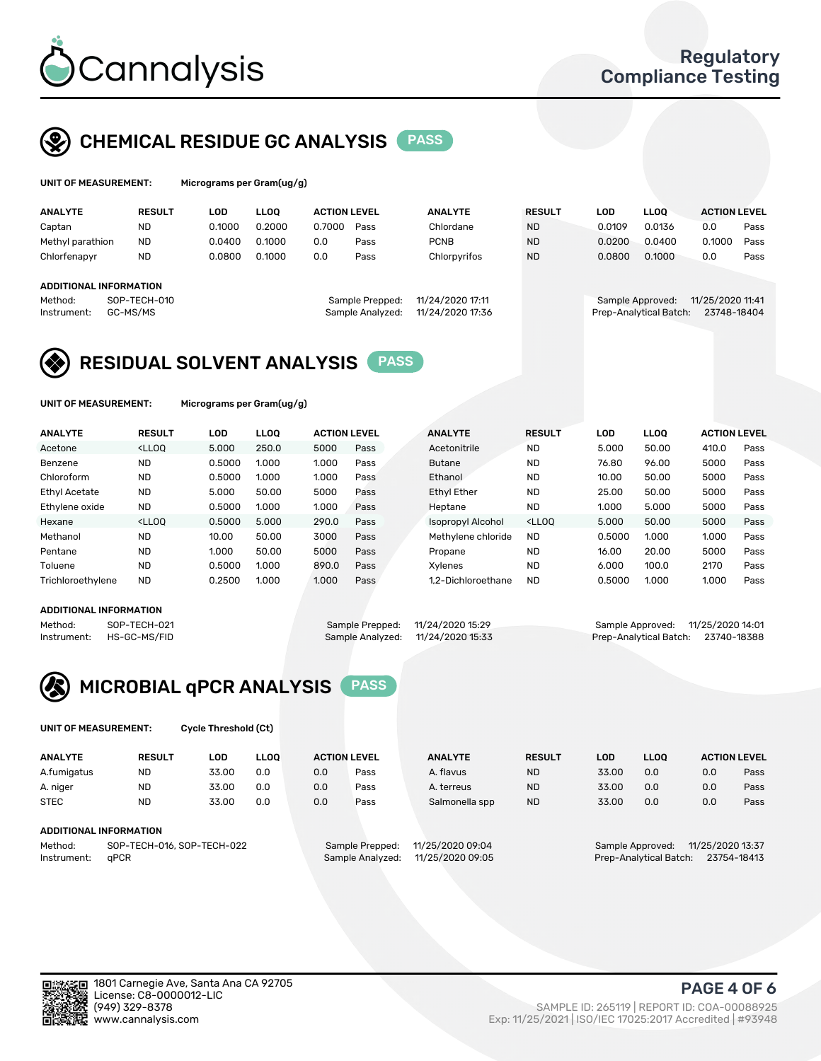# Cannalysis

Regulatory Compliance Testing

## CHEMICAL RESIDUE GC ANALYSIS PASS

**UNIT OF MEASUREMENT:** Micrograms per Gram(ug/g)

| ANALYTE | RESULT | LOD | LLOQ | ACTION LEVEL | | ANALYTE | RESULT | LOD | LLOQ | ACTION LEVEL | |
|---|---|---|---|---|---|---|---|---|---|---|---|
| Captan | ND | 0.1000 | 0.2000 | 0.7000 | Pass | Chlordane | ND | 0.0109 | 0.0136 | 0.0 | Pass |
| Methyl parathion | ND | 0.0400 | 0.1000 | 0.0 | Pass | PCNB | ND | 0.0200 | 0.0400 | 0.1000 | Pass |
| Chlorfenapyr | ND | 0.0800 | 0.1000 | 0.0 | Pass | Chlorpyrifos | ND | 0.0800 | 0.1000 | 0.0 | Pass |

**ADDITIONAL INFORMATION**

Method: SOP-TECH-010
Instrument: GC-MS/MS
Sample Prepped: 11/24/2020 17:11
Sample Analyzed: 11/24/2020 17:36
Sample Approved: 11/25/2020 11:41
Prep-Analytical Batch: 23748-18404

## RESIDUAL SOLVENT ANALYSIS PASS

**UNIT OF MEASUREMENT:** Micrograms per Gram(ug/g)

| ANALYTE | RESULT | LOD | LLOQ | ACTION LEVEL | | ANALYTE | RESULT | LOD | LLOQ | ACTION LEVEL | |
|---|---|---|---|---|---|---|---|---|---|---|---|
| Acetone | <LLOQ | 5.000 | 250.0 | 5000 | Pass | Acetonitrile | ND | 5.000 | 50.00 | 410.0 | Pass |
| Benzene | ND | 0.5000 | 1.000 | 1.000 | Pass | Butane | ND | 76.80 | 96.00 | 5000 | Pass |
| Chloroform | ND | 0.5000 | 1.000 | 1.000 | Pass | Ethanol | ND | 10.00 | 50.00 | 5000 | Pass |
| Ethyl Acetate | ND | 5.000 | 50.00 | 5000 | Pass | Ethyl Ether | ND | 25.00 | 50.00 | 5000 | Pass |
| Ethylene oxide | ND | 0.5000 | 1.000 | 1.000 | Pass | Heptane | ND | 1.000 | 5.000 | 5000 | Pass |
| Hexane | <LLOQ | 0.5000 | 5.000 | 290.0 | Pass | Isopropyl Alcohol | <LLOQ | 5.000 | 50.00 | 5000 | Pass |
| Methanol | ND | 10.00 | 50.00 | 3000 | Pass | Methylene chloride | ND | 0.5000 | 1.000 | 1.000 | Pass |
| Pentane | ND | 1.000 | 50.00 | 5000 | Pass | Propane | ND | 16.00 | 20.00 | 5000 | Pass |
| Toluene | ND | 0.5000 | 1.000 | 890.0 | Pass | Xylenes | ND | 6.000 | 100.0 | 2170 | Pass |
| Trichloroethylene | ND | 0.2500 | 1.000 | 1.000 | Pass | 1,2-Dichloroethane | ND | 0.5000 | 1.000 | 1.000 | Pass |

**ADDITIONAL INFORMATION**

Method: SOP-TECH-021
Instrument: HS-GC-MS/FID
Sample Prepped: 11/24/2020 15:29
Sample Analyzed: 11/24/2020 15:33
Sample Approved: 11/25/2020 14:01
Prep-Analytical Batch: 23740-18388

## MICROBIAL qPCR ANALYSIS PASS

**UNIT OF MEASUREMENT:** Cycle Threshold (Ct)

| ANALYTE | RESULT | LOD | LLOQ | ACTION LEVEL | | ANALYTE | RESULT | LOD | LLOQ | ACTION LEVEL | |
|---|---|---|---|---|---|---|---|---|---|---|---|
| A.fumigatus | ND | 33.00 | 0.0 | 0.0 | Pass | A. flavus | ND | 33.00 | 0.0 | 0.0 | Pass |
| A. niger | ND | 33.00 | 0.0 | 0.0 | Pass | A. terreus | ND | 33.00 | 0.0 | 0.0 | Pass |
| STEC | ND | 33.00 | 0.0 | 0.0 | Pass | Salmonella spp | ND | 33.00 | 0.0 | 0.0 | Pass |

**ADDITIONAL INFORMATION**

Method: SOP-TECH-016, SOP-TECH-022
Instrument: qPCR
Sample Prepped: 11/25/2020 09:04
Sample Analyzed: 11/25/2020 09:05
Sample Approved: 11/25/2020 13:37
Prep-Analytical Batch: 23754-18413

1801 Carnegie Ave, Santa Ana CA 92705
License: C8-0000012-LIC
(949) 329-8378
www.cannalysis.com

SAMPLE ID: 265119 | REPORT ID: COA-00088925
Exp: 11/25/2021 | ISO/IEC 17025:2017 Accredited | #93948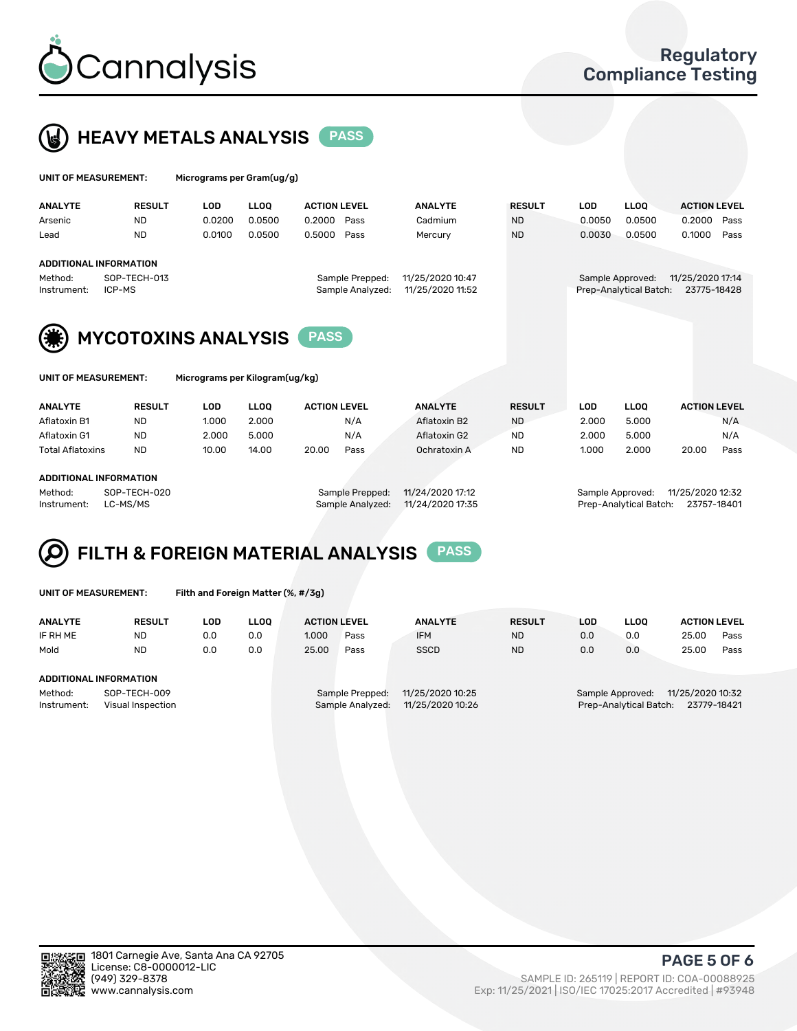# Cannalysis

Regulatory Compliance Testing

## HEAVY METALS ANALYSIS PASS

**UNIT OF MEASUREMENT:** Micrograms per Gram(ug/g)

| ANALYTE | RESULT | LOD | LLOQ | ACTION LEVEL | | ANALYTE | RESULT | LOD | LLOQ | ACTION LEVEL | |
|---|---|---|---|---|---|---|---|---|---|---|---|
| Arsenic | ND | 0.0200 | 0.0500 | 0.2000 | Pass | Cadmium | ND | 0.0050 | 0.0500 | 0.2000 | Pass |
| Lead | ND | 0.0100 | 0.0500 | 0.5000 | Pass | Mercury | ND | 0.0030 | 0.0500 | 0.1000 | Pass |

**ADDITIONAL INFORMATION**

Method: SOP-TECH-013
Instrument: ICP-MS

Sample Prepped: 11/25/2020 10:47
Sample Analyzed: 11/25/2020 11:52

Sample Approved: 11/25/2020 17:14
Prep-Analytical Batch: 23775-18428

## MYCOTOXINS ANALYSIS PASS

**UNIT OF MEASUREMENT:** Micrograms per Kilogram(ug/kg)

| ANALYTE | RESULT | LOD | LLOQ | ACTION LEVEL | | ANALYTE | RESULT | LOD | LLOQ | ACTION LEVEL | |
|---|---|---|---|---|---|---|---|---|---|---|---|
| Aflatoxin B1 | ND | 1.000 | 2.000 | | N/A | Aflatoxin B2 | ND | 2.000 | 5.000 | | N/A |
| Aflatoxin G1 | ND | 2.000 | 5.000 | | N/A | Aflatoxin G2 | ND | 2.000 | 5.000 | | N/A |
| Total Aflatoxins | ND | 10.00 | 14.00 | 20.00 | Pass | Ochratoxin A | ND | 1.000 | 2.000 | 20.00 | Pass |

**ADDITIONAL INFORMATION**

Method: SOP-TECH-020
Instrument: LC-MS/MS

Sample Prepped: 11/24/2020 17:12
Sample Analyzed: 11/24/2020 17:35

Sample Approved: 11/25/2020 12:32
Prep-Analytical Batch: 23757-18401

## FILTH & FOREIGN MATERIAL ANALYSIS PASS

**UNIT OF MEASUREMENT:** Filth and Foreign Matter (%, #/3g)

| ANALYTE | RESULT | LOD | LLOQ | ACTION LEVEL | | ANALYTE | RESULT | LOD | LLOQ | ACTION LEVEL | |
|---|---|---|---|---|---|---|---|---|---|---|---|
| IF RH ME | ND | 0.0 | 0.0 | 1.000 | Pass | IFM | ND | 0.0 | 0.0 | 25.00 | Pass |
| Mold | ND | 0.0 | 0.0 | 25.00 | Pass | SSCD | ND | 0.0 | 0.0 | 25.00 | Pass |

**ADDITIONAL INFORMATION**

Method: SOP-TECH-009
Instrument: Visual Inspection

Sample Prepped: 11/25/2020 10:25
Sample Analyzed: 11/25/2020 10:26

Sample Approved: 11/25/2020 10:32
Prep-Analytical Batch: 23779-18421

1801 Carnegie Ave, Santa Ana CA 92705
License: C8-0000012-LIC
(949) 329-8378
www.cannalysis.com

SAMPLE ID: 265119 | REPORT ID: COA-00088925
Exp: 11/25/2021 | ISO/IEC 17025:2017 Accredited | #93948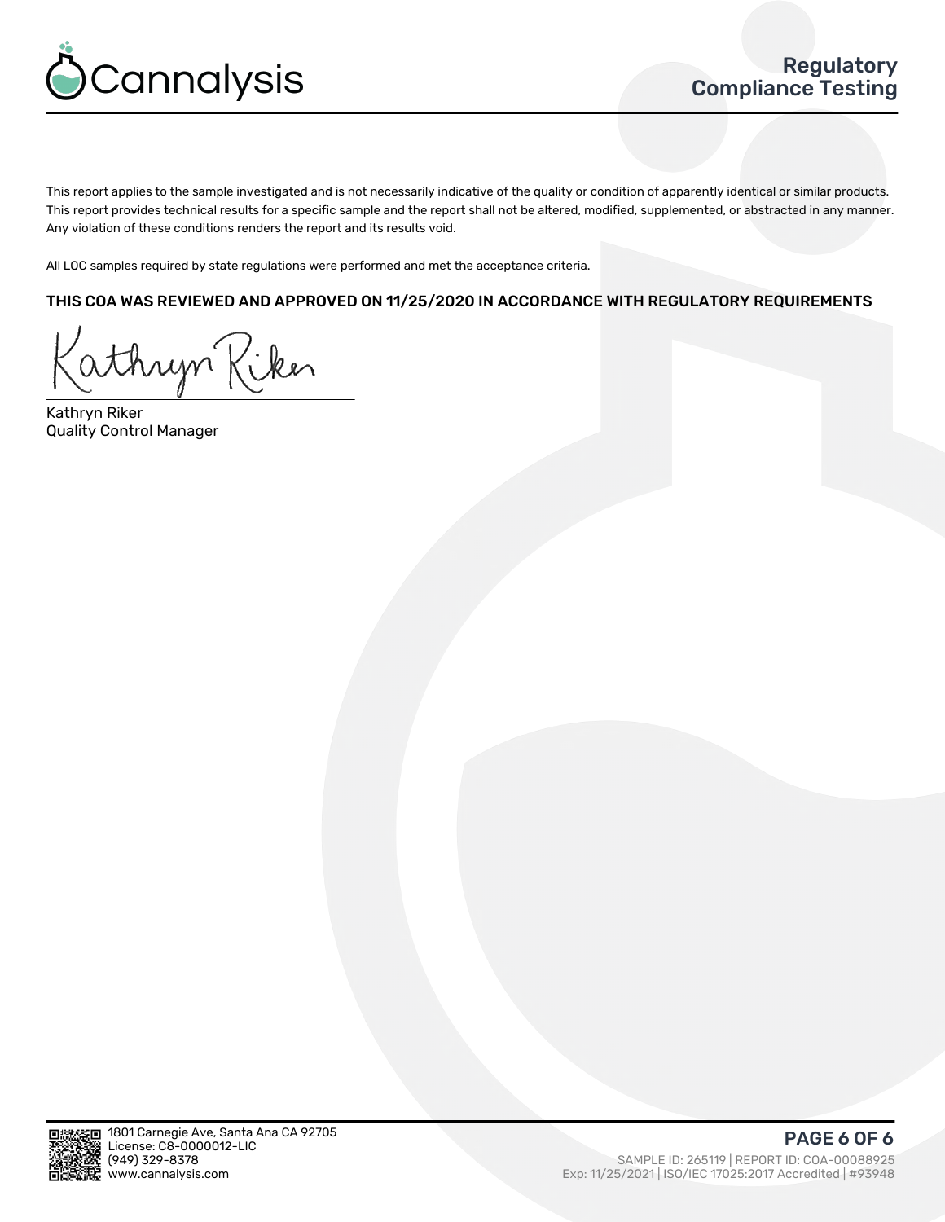This report applies to the sample investigated and is not necessarily indicative of the quality or condition of apparently identical or similar products. This report provides technical results for a specific sample and the report shall not be altered, modified, supplemented, or abstracted in any manner. Any violation of these conditions renders the report and its results void.

All LQC samples required by state regulations were performed and met the acceptance criteria.

**THIS COA WAS REVIEWED AND APPROVED ON 11/25/2020 IN ACCORDANCE WITH REGULATORY REQUIREMENTS**

Kathryn Riker
Quality Control Manager